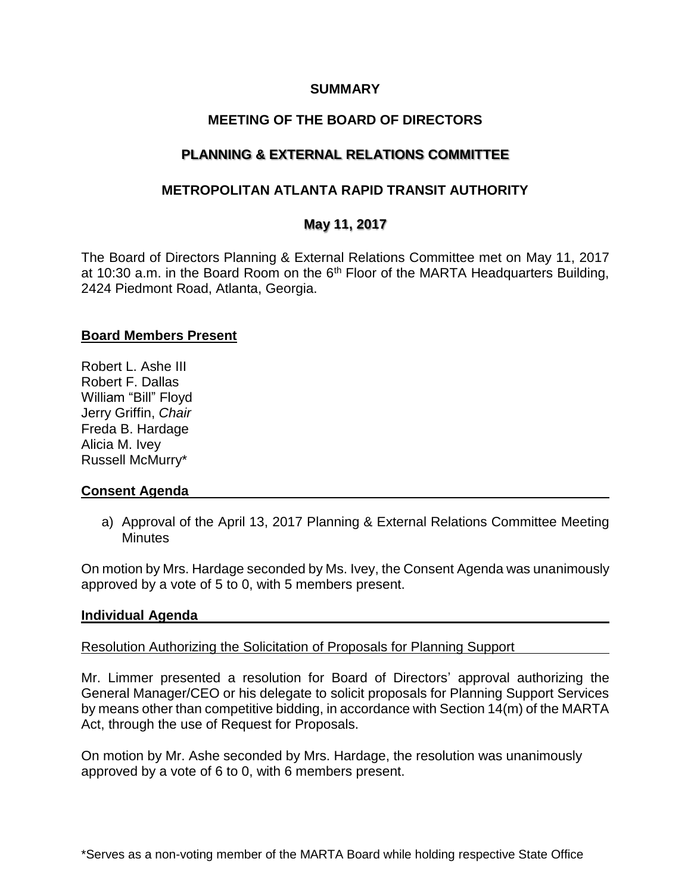# SUMMARY

## MEETING OF THE BOARD OF DIRECTORS

## PLANNING & EXTERNAL RELATIONS COMMITTEE

## METROPOLITAN ATLANTA RAPID TRANSIT AUTHORITY

## May 11, 2017

The Board of Directors Planning & External Relations Committee met on May 11, 2017 at 10:30 a.m. in the Board Room on the 6th Floor of the MARTA Headquarters Building, 2424 Piedmont Road, Atlanta, Georgia.

### Board Members Present

Robert L. Ashe III
Robert F. Dallas
William "Bill" Floyd
Jerry Griffin, *Chair*
Freda B. Hardage
Alicia M. Ivey
Russell McMurry*

### Consent Agenda

a) Approval of the April 13, 2017 Planning & External Relations Committee Meeting Minutes

On motion by Mrs. Hardage seconded by Ms. Ivey, the Consent Agenda was unanimously approved by a vote of 5 to 0, with 5 members present.

### Individual Agenda

Resolution Authorizing the Solicitation of Proposals for Planning Support

Mr. Limmer presented a resolution for Board of Directors' approval authorizing the General Manager/CEO or his delegate to solicit proposals for Planning Support Services by means other than competitive bidding, in accordance with Section 14(m) of the MARTA Act, through the use of Request for Proposals.

On motion by Mr. Ashe seconded by Mrs. Hardage, the resolution was unanimously approved by a vote of 6 to 0, with 6 members present.

*Serves as a non-voting member of the MARTA Board while holding respective State Office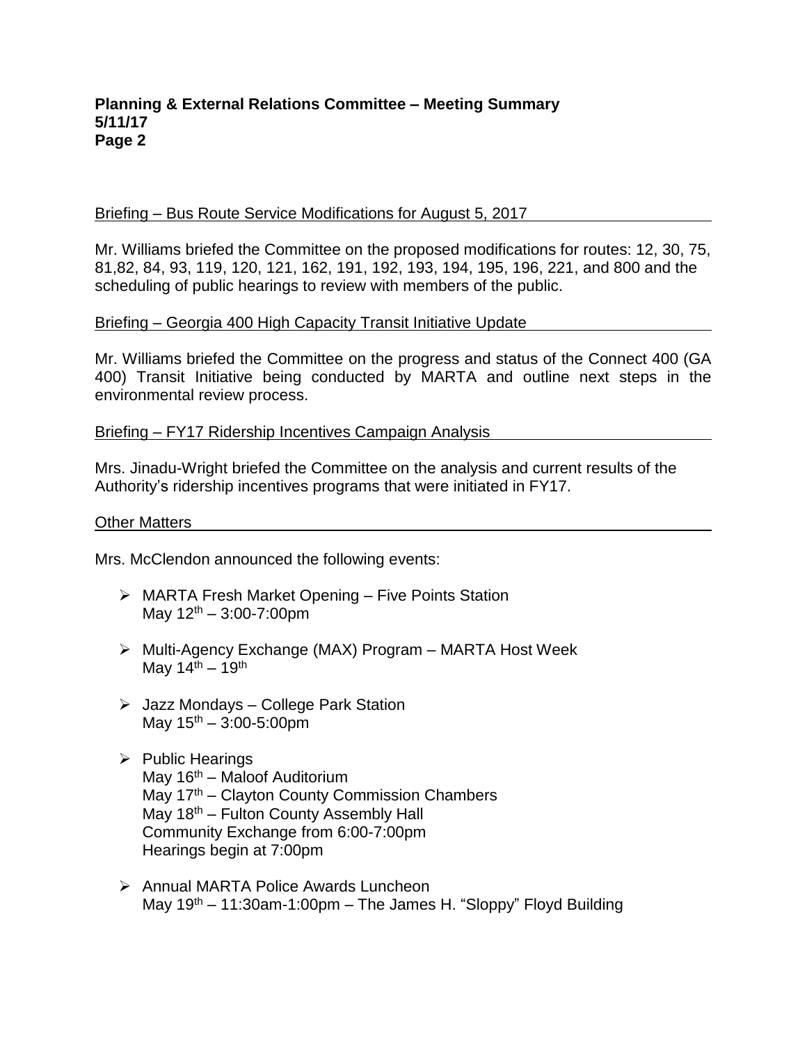Briefing – Bus Route Service Modifications for August 5, 2017

Mr. Williams briefed the Committee on the proposed modifications for routes: 12, 30, 75, 81,82, 84, 93, 119, 120, 121, 162, 191, 192, 193, 194, 195, 196, 221, and 800 and the scheduling of public hearings to review with members of the public.

Briefing – Georgia 400 High Capacity Transit Initiative Update

Mr. Williams briefed the Committee on the progress and status of the Connect 400 (GA 400) Transit Initiative being conducted by MARTA and outline next steps in the environmental review process.

Briefing – FY17 Ridership Incentives Campaign Analysis

Mrs. Jinadu-Wright briefed the Committee on the analysis and current results of the Authority's ridership incentives programs that were initiated in FY17.

Other Matters

Mrs. McClendon announced the following events:

- MARTA Fresh Market Opening – Five Points Station
  May 12th – 3:00-7:00pm

- Multi-Agency Exchange (MAX) Program – MARTA Host Week
  May 14th – 19th

- Jazz Mondays – College Park Station
  May 15th – 3:00-5:00pm

- Public Hearings
  May 16th – Maloof Auditorium
  May 17th – Clayton County Commission Chambers
  May 18th – Fulton County Assembly Hall
  Community Exchange from 6:00-7:00pm
  Hearings begin at 7:00pm

- Annual MARTA Police Awards Luncheon
  May 19th – 11:30am-1:00pm – The James H. "Sloppy" Floyd Building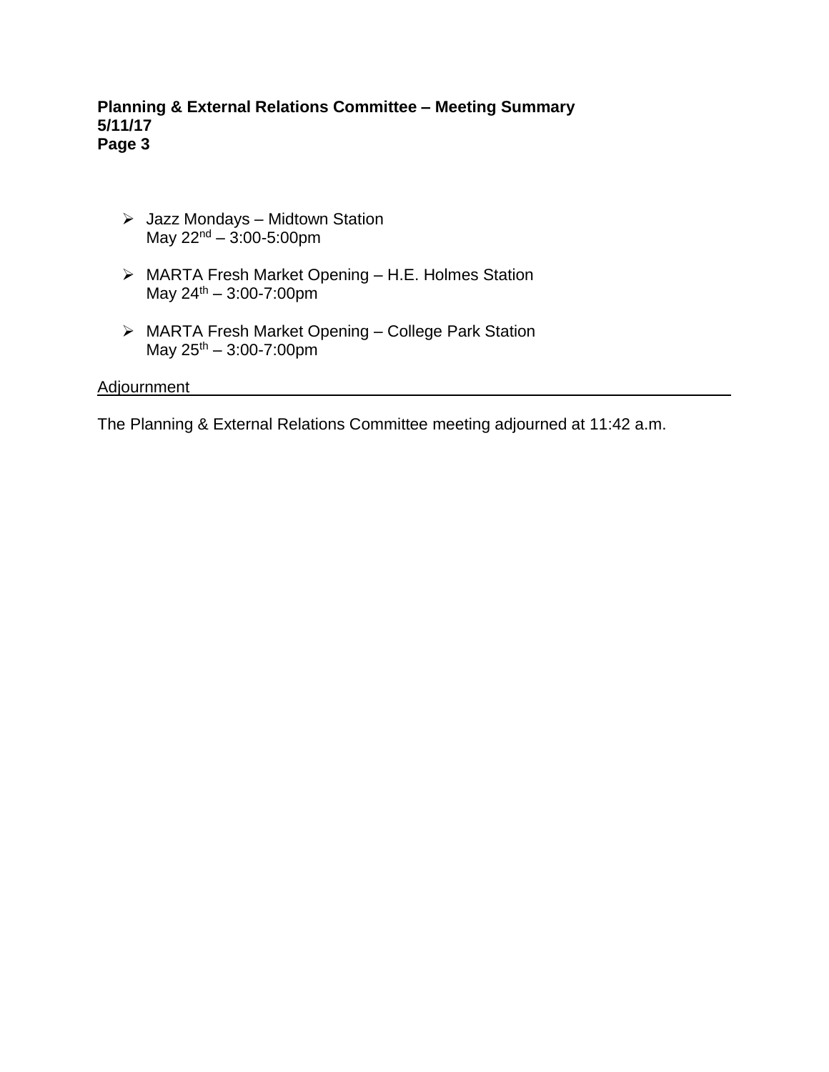- Jazz Mondays – Midtown Station
  May 22nd – 3:00-5:00pm

- MARTA Fresh Market Opening – H.E. Holmes Station
  May 24th – 3:00-7:00pm

- MARTA Fresh Market Opening – College Park Station
  May 25th – 3:00-7:00pm

Adjournment

The Planning & External Relations Committee meeting adjourned at 11:42 a.m.